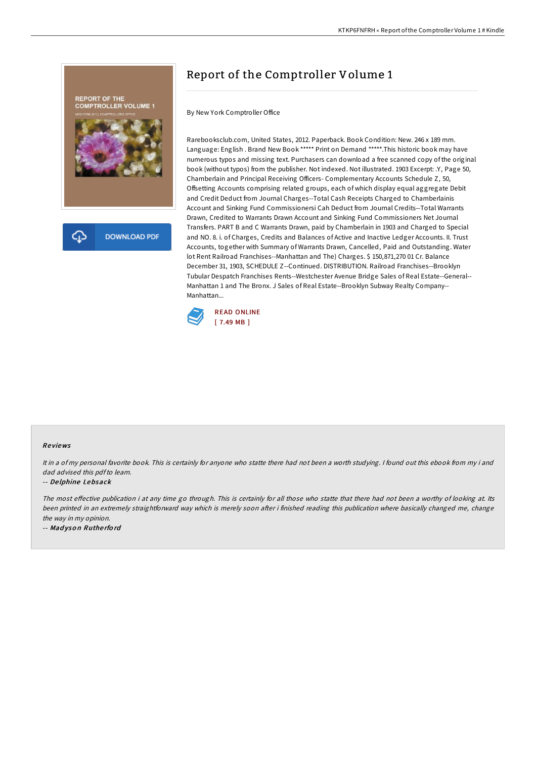# Report of the Comptroller Volume 1

By New York Comptroller Office

Rarebooksclub.com, United States, 2012. Paperback. Book Condition: New. 246 x 189 mm. Language: English . Brand New Book ***** Print on Demand *****.This historic book may have numerous typos and missing text. Purchasers can download a free scanned copy of the original book (without typos) from the publisher. Not indexed. Not illustrated. 1903 Excerpt: .Y, Page 50, Chamberlain and Principal Receiving Officers- Complementary Accounts Schedule Z, 50, Offsetting Accounts comprising related groups, each of which display equal aggregate Debit and Credit Deduct from Journal Charges--Total Cash Receipts Charged to Chamberlainis Account and Sinking Fund Commissionersi Cah Deduct from Journal Credits--Total Warrants Drawn, Credited to Warrants Drawn Account and Sinking Fund Commissioners Net Journal Transfers. PART B and C Warrants Drawn, paid by Chamberlain in 1903 and Charged to Special and NO. 8. i. of Charges, Credits and Balances of Active and Inactive Ledger Accounts. II. Trust Accounts, together with Summary of Warrants Drawn, Cancelled, Paid and Outstanding. Water lot Rent Railroad Franchises--Manhattan and The) Charges. $ 150,871,270 01 Cr. Balance December 31, 1903, SCHEDULE Z--Continued. DISTRIBUTION. Railroad Franchises--Brooklyn Tubular Despatch Franchises Rents--Westchester Avenue Bridge Sales of Real Estate--General--Manhattan 1 and The Bronx. J Sales of Real Estate--Brooklyn Subway Realty Company--Manhattan...

READ ONLINE
[ 7.49 MB ]

DOWNLOAD PDF

## Reviews

*It in a of my personal favorite book. This is certainly for anyone who statte there had not been a worth studying. I found out this ebook from my i and dad advised this pdf to learn.*

-- *Delphine Lebsack*

*The most effective publication i at any time go through. This is certainly for all those who statte that there had not been a worthy of looking at. Its been printed in an extremely straightforward way which is merely soon after i finished reading this publication where basically changed me, change the way in my opinion.*

-- *Madyson Rutherford*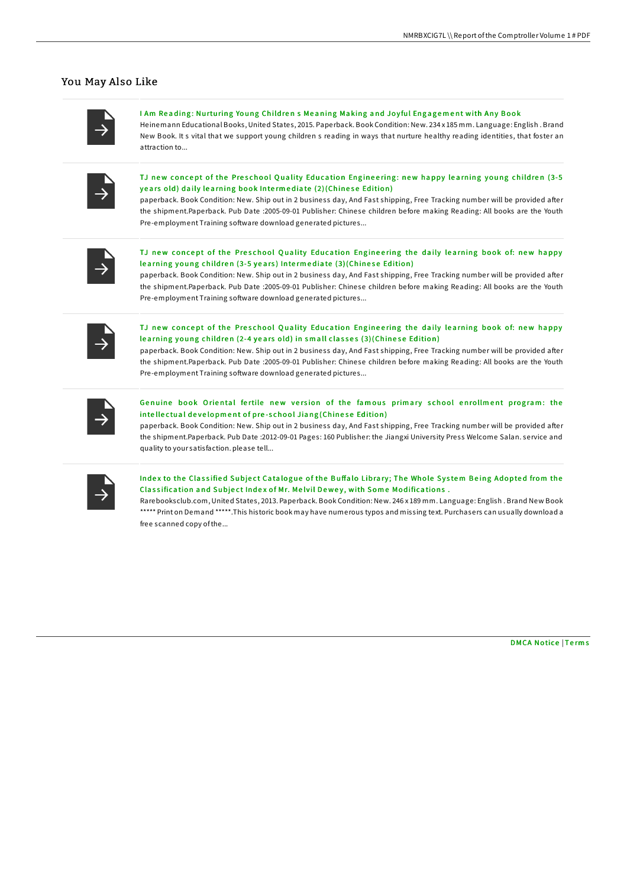## You May Also Like

**I Am Reading: Nurturing Young Children s Meaning Making and Joyful Engagement with Any Book**

Heinemann Educational Books, United States, 2015. Paperback. Book Condition: New. 234 x 185 mm. Language: English . Brand New Book. It s vital that we support young children s reading in ways that nurture healthy reading identities, that foster an attraction to...

**TJ new concept of the Preschool Quality Education Engineering: new happy learning young children (3-5 years old) daily learning book Intermediate (2)(Chinese Edition)**

paperback. Book Condition: New. Ship out in 2 business day, And Fast shipping, Free Tracking number will be provided after the shipment.Paperback. Pub Date :2005-09-01 Publisher: Chinese children before making Reading: All books are the Youth Pre-employment Training software download generated pictures...

**TJ new concept of the Preschool Quality Education Engineering the daily learning book of: new happy learning young children (3-5 years) Intermediate (3)(Chinese Edition)**

paperback. Book Condition: New. Ship out in 2 business day, And Fast shipping, Free Tracking number will be provided after the shipment.Paperback. Pub Date :2005-09-01 Publisher: Chinese children before making Reading: All books are the Youth Pre-employment Training software download generated pictures...

**TJ new concept of the Preschool Quality Education Engineering the daily learning book of: new happy learning young children (2-4 years old) in small classes (3)(Chinese Edition)**

paperback. Book Condition: New. Ship out in 2 business day, And Fast shipping, Free Tracking number will be provided after the shipment.Paperback. Pub Date :2005-09-01 Publisher: Chinese children before making Reading: All books are the Youth Pre-employment Training software download generated pictures...

**Genuine book Oriental fertile new version of the famous primary school enrollment program: the intellectual development of pre-school Jiang(Chinese Edition)**

paperback. Book Condition: New. Ship out in 2 business day, And Fast shipping, Free Tracking number will be provided after the shipment.Paperback. Pub Date :2012-09-01 Pages: 160 Publisher: the Jiangxi University Press Welcome Salan. service and quality to your satisfaction. please tell...

**Index to the Classified Subject Catalogue of the Buffalo Library; The Whole System Being Adopted from the Classification and Subject Index of Mr. Melvil Dewey, with Some Modifications .**

Rarebooksclub.com, United States, 2013. Paperback. Book Condition: New. 246 x 189 mm. Language: English . Brand New Book ***** Print on Demand *****.This historic book may have numerous typos and missing text. Purchasers can usually download a free scanned copy of the...